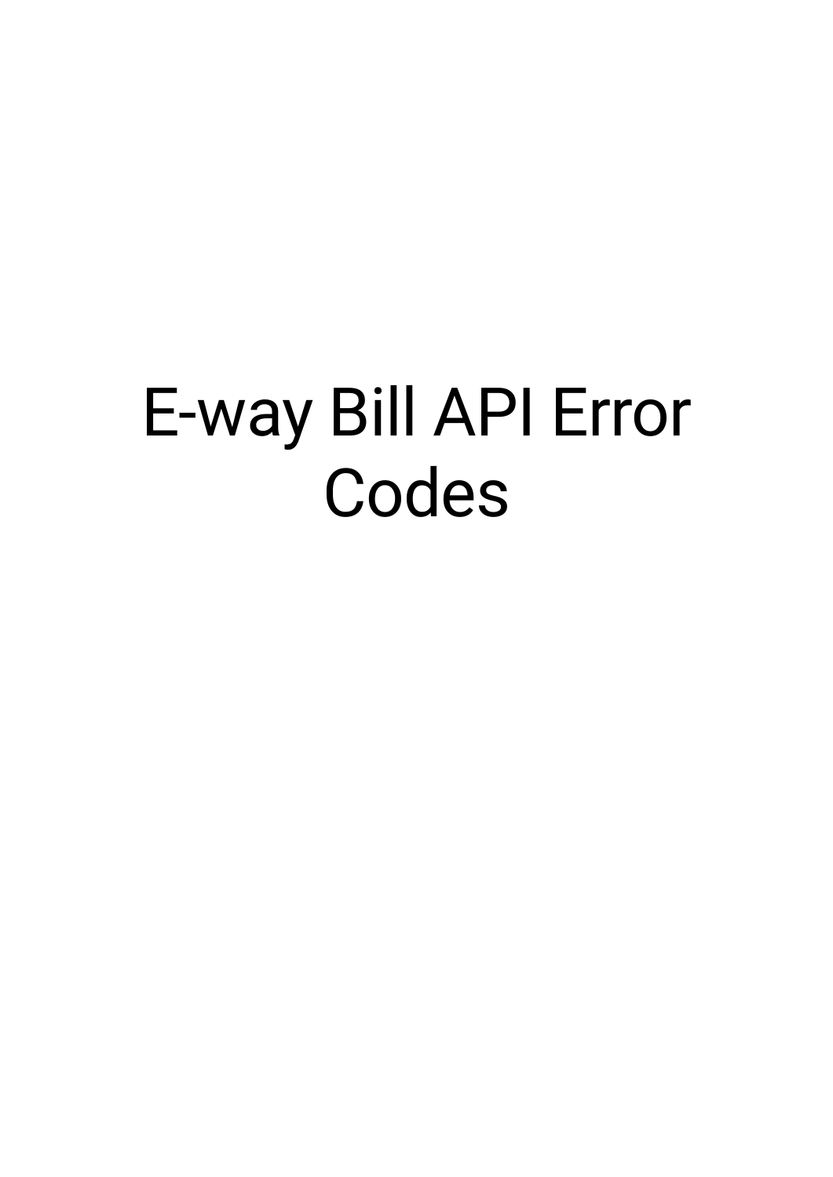# E-way Bill API Error Codes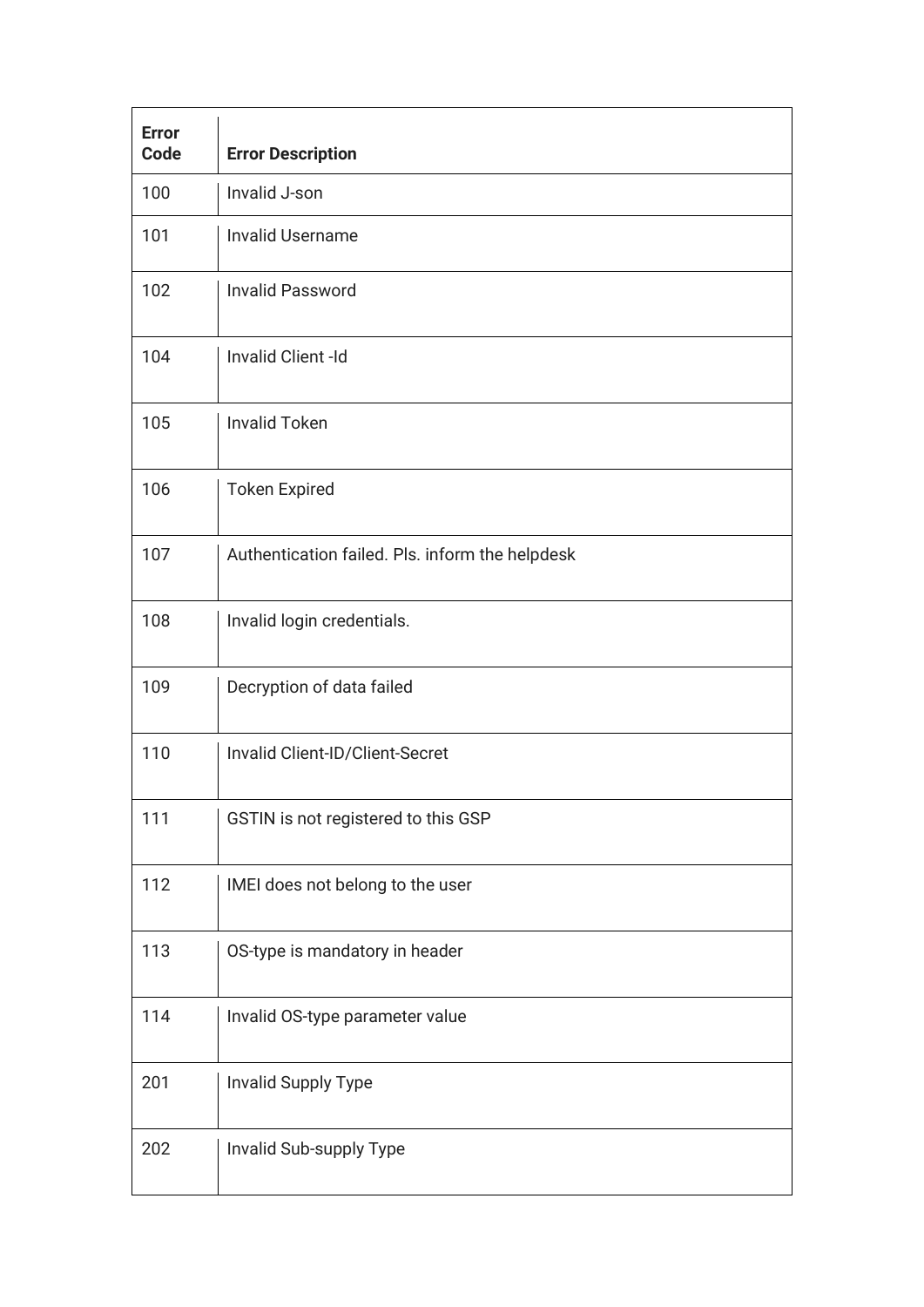| Error Code | Error Description |
| --- | --- |
| 100 | Invalid J-son |
| 101 | Invalid Username |
| 102 | Invalid Password |
| 104 | Invalid Client -Id |
| 105 | Invalid Token |
| 106 | Token Expired |
| 107 | Authentication failed. Pls. inform the helpdesk |
| 108 | Invalid login credentials. |
| 109 | Decryption of data failed |
| 110 | Invalid Client-ID/Client-Secret |
| 111 | GSTIN is not registered to this GSP |
| 112 | IMEI does not belong to the user |
| 113 | OS-type is mandatory in header |
| 114 | Invalid OS-type parameter value |
| 201 | Invalid Supply Type |
| 202 | Invalid Sub-supply Type |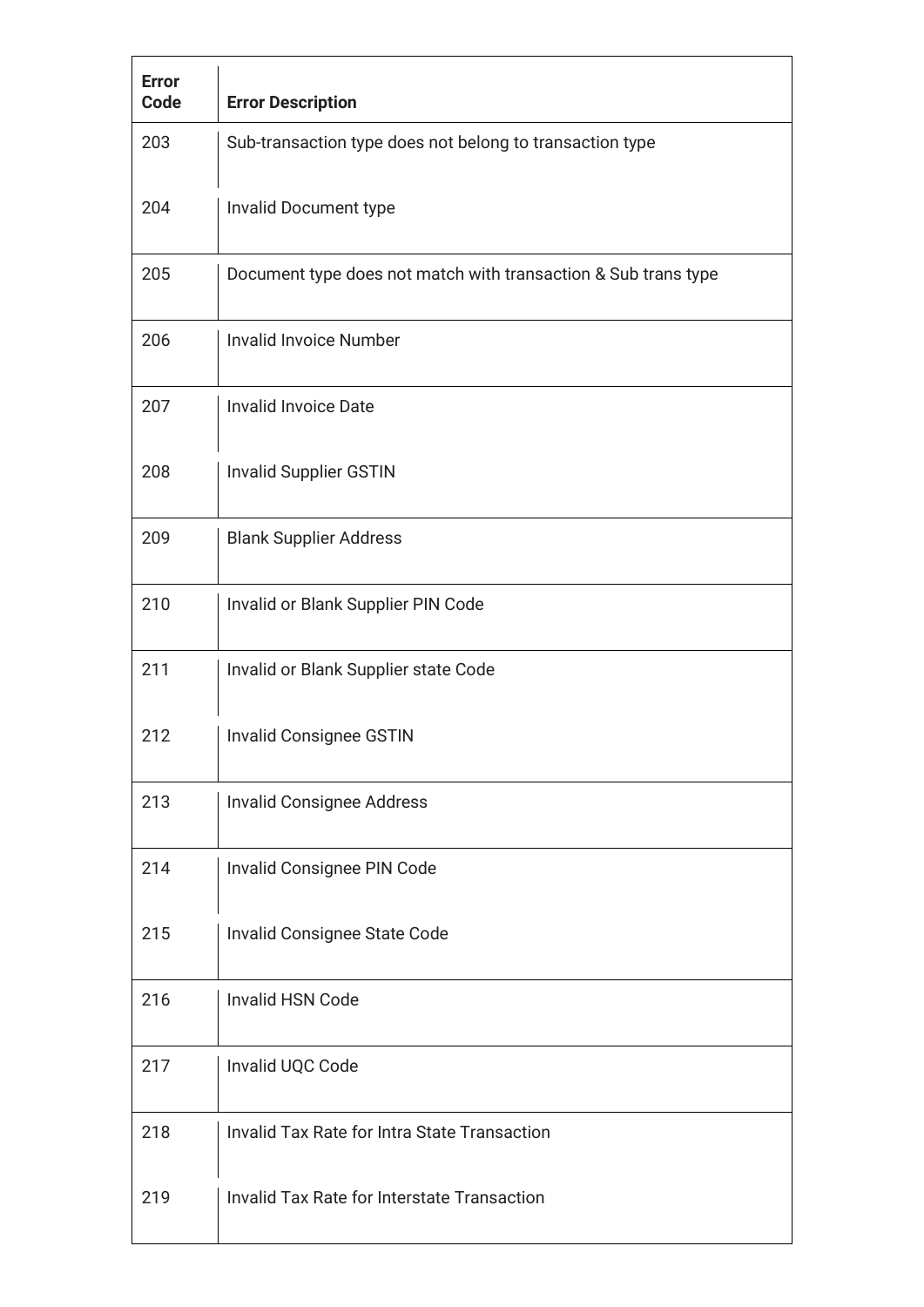| Error Code | Error Description |
| --- | --- |
| 203 | Sub-transaction type does not belong to transaction type |
| 204 | Invalid Document type |
| 205 | Document type does not match with transaction & Sub trans type |
| 206 | Invalid Invoice Number |
| 207 | Invalid Invoice Date |
| 208 | Invalid Supplier GSTIN |
| 209 | Blank Supplier Address |
| 210 | Invalid or Blank Supplier PIN Code |
| 211 | Invalid or Blank Supplier state Code |
| 212 | Invalid Consignee GSTIN |
| 213 | Invalid Consignee Address |
| 214 | Invalid Consignee PIN Code |
| 215 | Invalid Consignee State Code |
| 216 | Invalid HSN Code |
| 217 | Invalid UQC Code |
| 218 | Invalid Tax Rate for Intra State Transaction |
| 219 | Invalid Tax Rate for Interstate Transaction |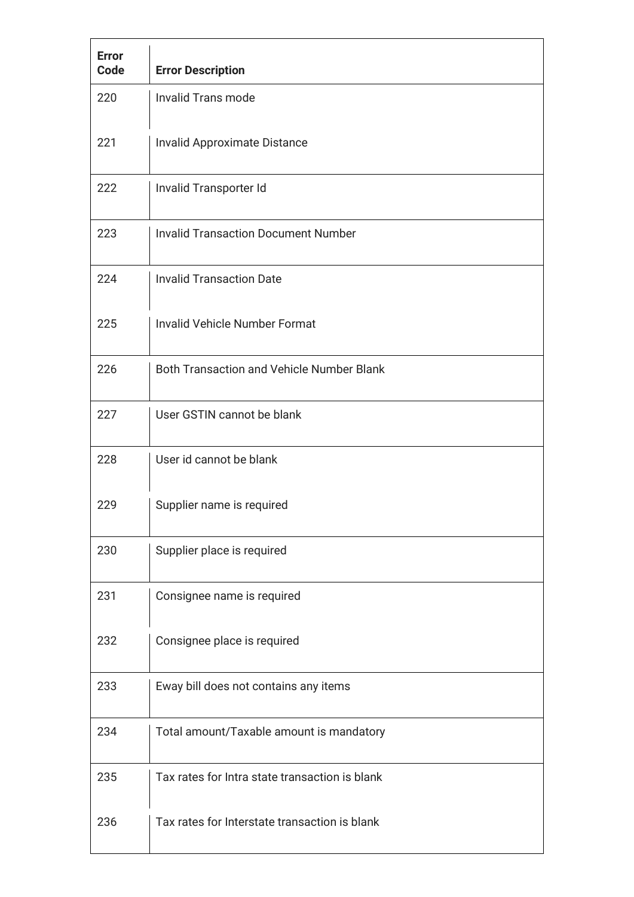| Error Code | Error Description |
| --- | --- |
| 220 | Invalid Trans mode |
| 221 | Invalid Approximate Distance |
| 222 | Invalid Transporter Id |
| 223 | Invalid Transaction Document Number |
| 224 | Invalid Transaction Date |
| 225 | Invalid Vehicle Number Format |
| 226 | Both Transaction and Vehicle Number Blank |
| 227 | User GSTIN cannot be blank |
| 228 | User id cannot be blank |
| 229 | Supplier name is required |
| 230 | Supplier place is required |
| 231 | Consignee name is required |
| 232 | Consignee place is required |
| 233 | Eway bill does not contains any items |
| 234 | Total amount/Taxable amount is mandatory |
| 235 | Tax rates for Intra state transaction is blank |
| 236 | Tax rates for Interstate transaction is blank |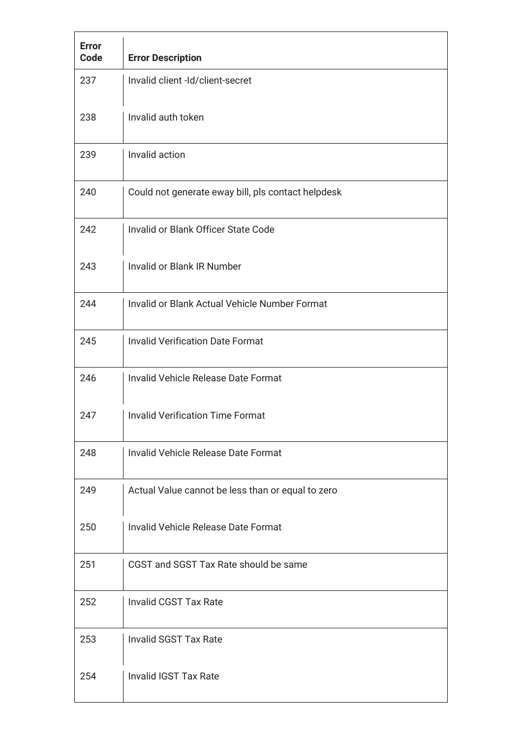| Error Code | Error Description |
| --- | --- |
| 237 | Invalid client -Id/client-secret |
| 238 | Invalid auth token |
| 239 | Invalid action |
| 240 | Could not generate eway bill, pls contact helpdesk |
| 242 | Invalid or Blank Officer State Code |
| 243 | Invalid or Blank IR Number |
| 244 | Invalid or Blank Actual Vehicle Number Format |
| 245 | Invalid Verification Date Format |
| 246 | Invalid Vehicle Release Date Format |
| 247 | Invalid Verification Time Format |
| 248 | Invalid Vehicle Release Date Format |
| 249 | Actual Value cannot be less than or equal to zero |
| 250 | Invalid Vehicle Release Date Format |
| 251 | CGST and SGST Tax Rate should be same |
| 252 | Invalid CGST Tax Rate |
| 253 | Invalid SGST Tax Rate |
| 254 | Invalid IGST Tax Rate |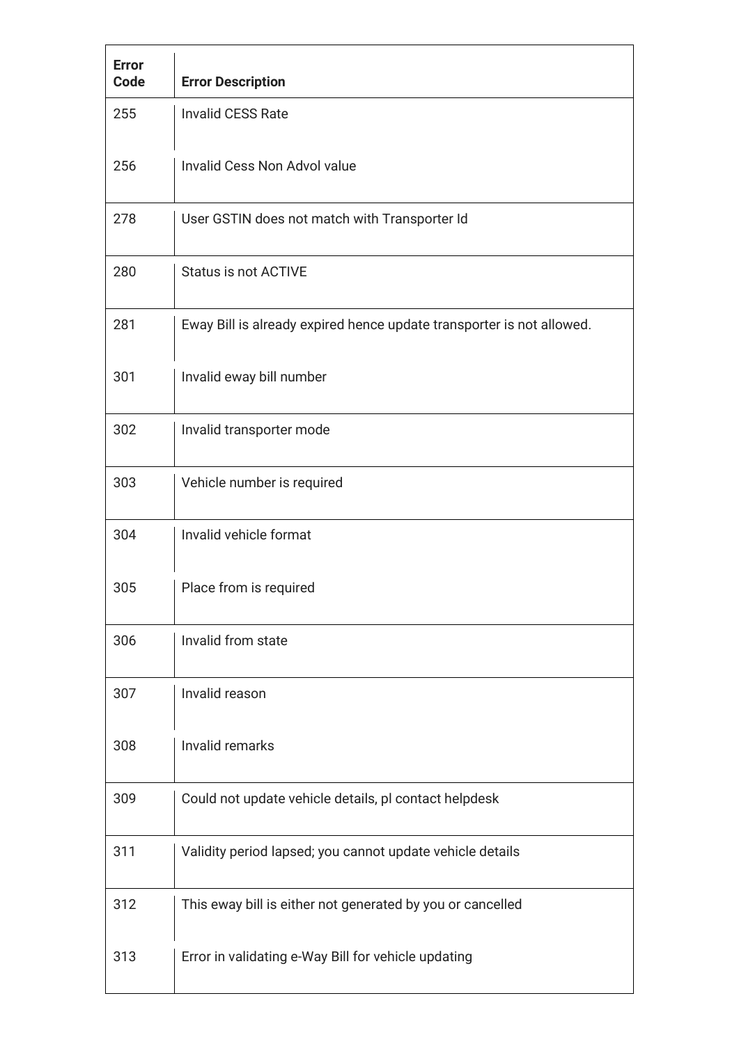| Error Code | Error Description |
|---|---|
| 255 | Invalid CESS Rate |
| 256 | Invalid Cess Non Advol value |
| 278 | User GSTIN does not match with Transporter Id |
| 280 | Status is not ACTIVE |
| 281 | Eway Bill is already expired hence update transporter is not allowed. |
| 301 | Invalid eway bill number |
| 302 | Invalid transporter mode |
| 303 | Vehicle number is required |
| 304 | Invalid vehicle format |
| 305 | Place from is required |
| 306 | Invalid from state |
| 307 | Invalid reason |
| 308 | Invalid remarks |
| 309 | Could not update vehicle details, pl contact helpdesk |
| 311 | Validity period lapsed; you cannot update vehicle details |
| 312 | This eway bill is either not generated by you or cancelled |
| 313 | Error in validating e-Way Bill for vehicle updating |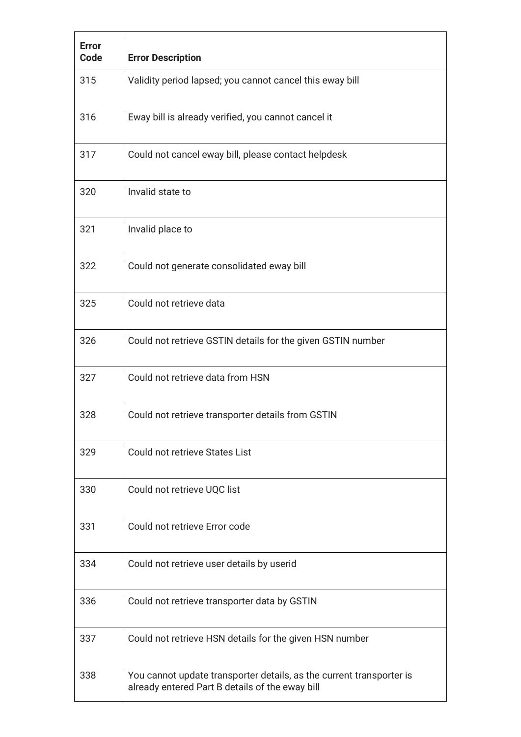| Error Code | Error Description |
|---|---|
| 315 | Validity period lapsed; you cannot cancel this eway bill |
| 316 | Eway bill is already verified, you cannot cancel it |
| 317 | Could not cancel eway bill, please contact helpdesk |
| 320 | Invalid state to |
| 321 | Invalid place to |
| 322 | Could not generate consolidated eway bill |
| 325 | Could not retrieve data |
| 326 | Could not retrieve GSTIN details for the given GSTIN number |
| 327 | Could not retrieve data from HSN |
| 328 | Could not retrieve transporter details from GSTIN |
| 329 | Could not retrieve States List |
| 330 | Could not retrieve UQC list |
| 331 | Could not retrieve Error code |
| 334 | Could not retrieve user details by userid |
| 336 | Could not retrieve transporter data by GSTIN |
| 337 | Could not retrieve HSN details for the given HSN number |
| 338 | You cannot update transporter details, as the current transporter is already entered Part B details of the eway bill |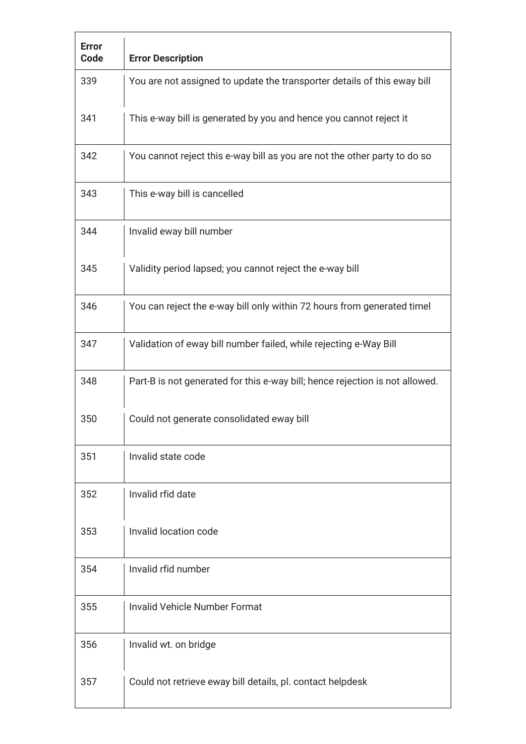| Error Code | Error Description |
|---|---|
| 339 | You are not assigned to update the transporter details of this eway bill |
| 341 | This e-way bill is generated by you and hence you cannot reject it |
| 342 | You cannot reject this e-way bill as you are not the other party to do so |
| 343 | This e-way bill is cancelled |
| 344 | Invalid eway bill number |
| 345 | Validity period lapsed; you cannot reject the e-way bill |
| 346 | You can reject the e-way bill only within 72 hours from generated timel |
| 347 | Validation of eway bill number failed, while rejecting e-Way Bill |
| 348 | Part-B is not generated for this e-way bill; hence rejection is not allowed. |
| 350 | Could not generate consolidated eway bill |
| 351 | Invalid state code |
| 352 | Invalid rfid date |
| 353 | Invalid location code |
| 354 | Invalid rfid number |
| 355 | Invalid Vehicle Number Format |
| 356 | Invalid wt. on bridge |
| 357 | Could not retrieve eway bill details, pl. contact helpdesk |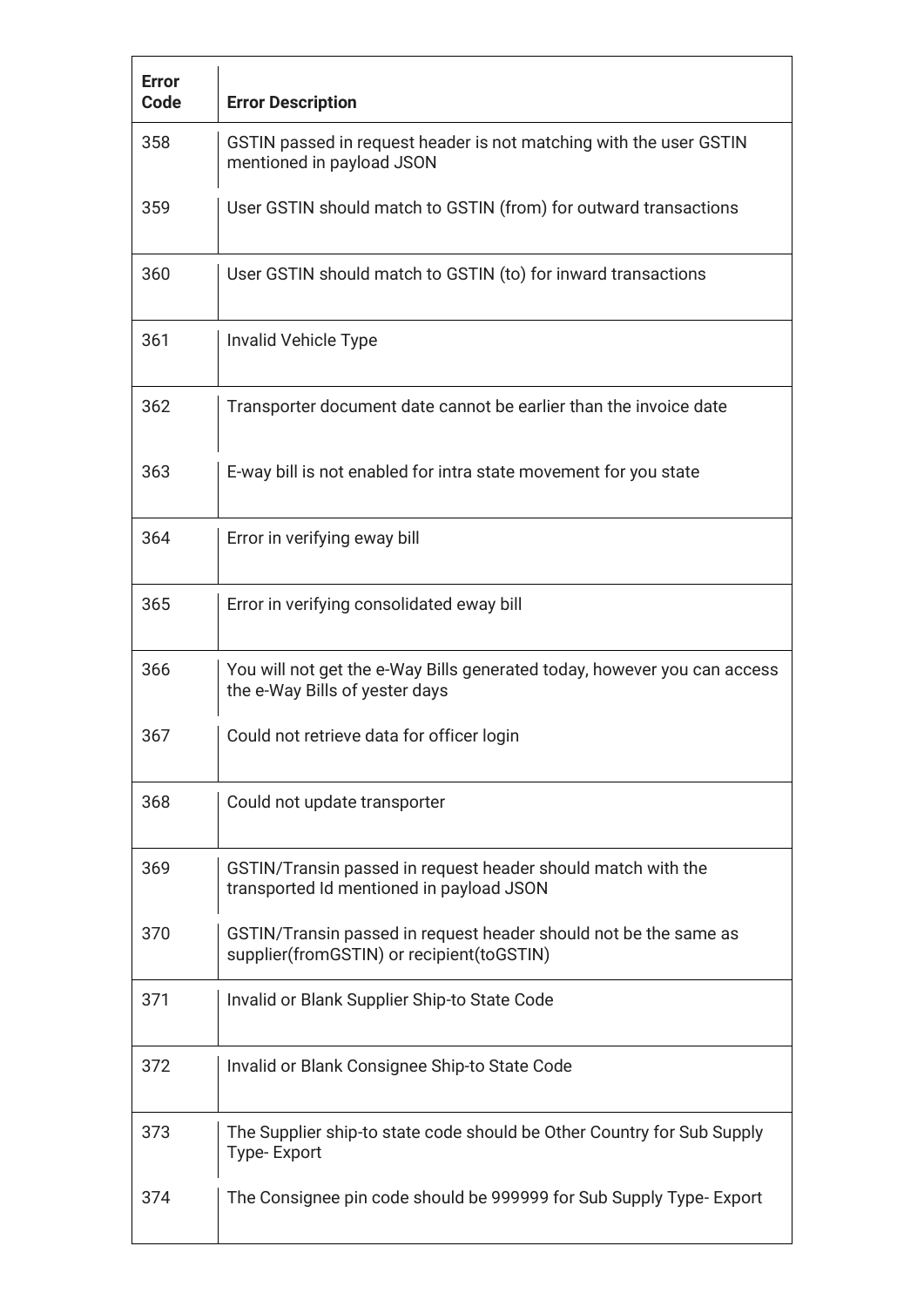| Error Code | Error Description |
|---|---|
| 358 | GSTIN passed in request header is not matching with the user GSTIN mentioned in payload JSON |
| 359 | User GSTIN should match to GSTIN (from) for outward transactions |
| 360 | User GSTIN should match to GSTIN (to) for inward transactions |
| 361 | Invalid Vehicle Type |
| 362 | Transporter document date cannot be earlier than the invoice date |
| 363 | E-way bill is not enabled for intra state movement for you state |
| 364 | Error in verifying eway bill |
| 365 | Error in verifying consolidated eway bill |
| 366 | You will not get the e-Way Bills generated today, however you can access the e-Way Bills of yester days |
| 367 | Could not retrieve data for officer login |
| 368 | Could not update transporter |
| 369 | GSTIN/Transin passed in request header should match with the transported Id mentioned in payload JSON |
| 370 | GSTIN/Transin passed in request header should not be the same as supplier(fromGSTIN) or recipient(toGSTIN) |
| 371 | Invalid or Blank Supplier Ship-to State Code |
| 372 | Invalid or Blank Consignee Ship-to State Code |
| 373 | The Supplier ship-to state code should be Other Country for Sub Supply Type- Export |
| 374 | The Consignee pin code should be 999999 for Sub Supply Type- Export |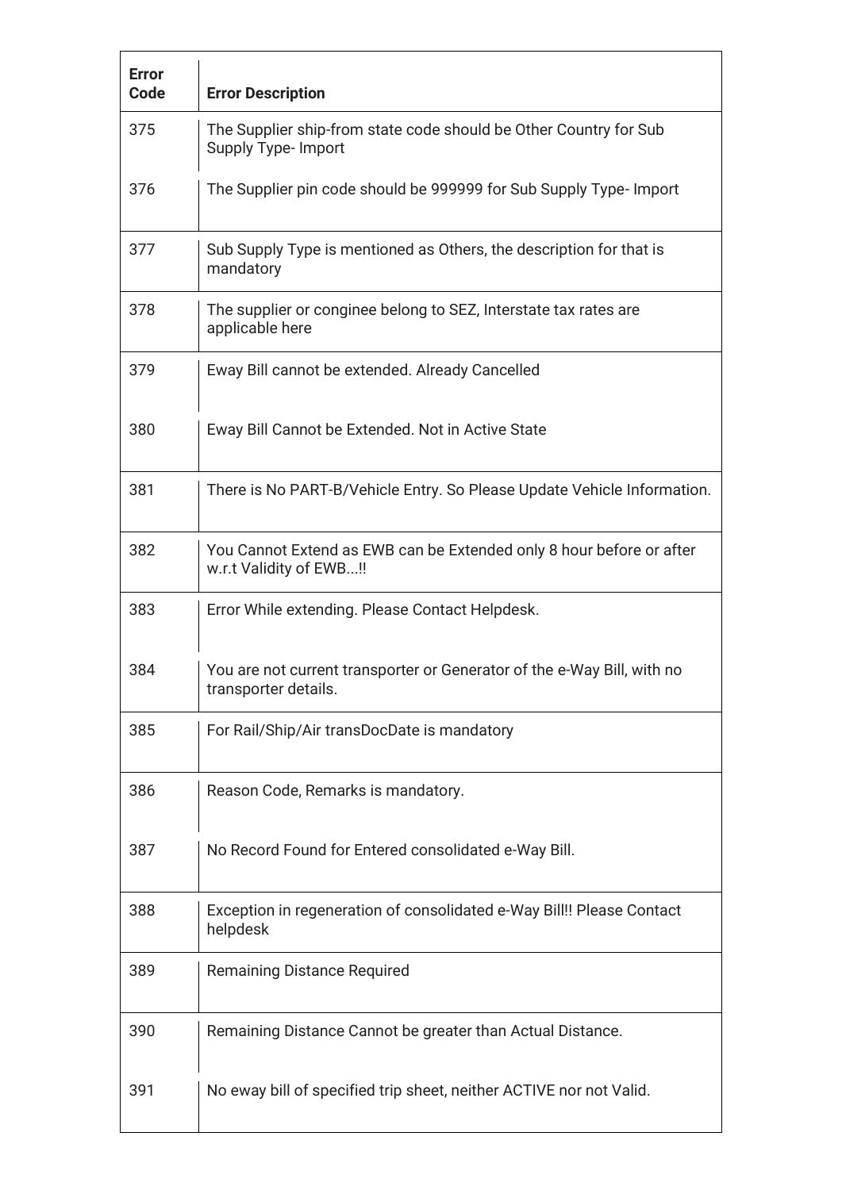| Error Code | Error Description |
| --- | --- |
| 375 | The Supplier ship-from state code should be Other Country for Sub Supply Type- Import |
| 376 | The Supplier pin code should be 999999 for Sub Supply Type- Import |
| 377 | Sub Supply Type is mentioned as Others, the description for that is mandatory |
| 378 | The supplier or conginee belong to SEZ, Interstate tax rates are applicable here |
| 379 | Eway Bill cannot be extended. Already Cancelled |
| 380 | Eway Bill Cannot be Extended. Not in Active State |
| 381 | There is No PART-B/Vehicle Entry. So Please Update Vehicle Information. |
| 382 | You Cannot Extend as EWB can be Extended only 8 hour before or after w.r.t Validity of EWB...!! |
| 383 | Error While extending. Please Contact Helpdesk. |
| 384 | You are not current transporter or Generator of the e-Way Bill, with no transporter details. |
| 385 | For Rail/Ship/Air transDocDate is mandatory |
| 386 | Reason Code, Remarks is mandatory. |
| 387 | No Record Found for Entered consolidated e-Way Bill. |
| 388 | Exception in regeneration of consolidated e-Way Bill!! Please Contact helpdesk |
| 389 | Remaining Distance Required |
| 390 | Remaining Distance Cannot be greater than Actual Distance. |
| 391 | No eway bill of specified trip sheet, neither ACTIVE nor not Valid. |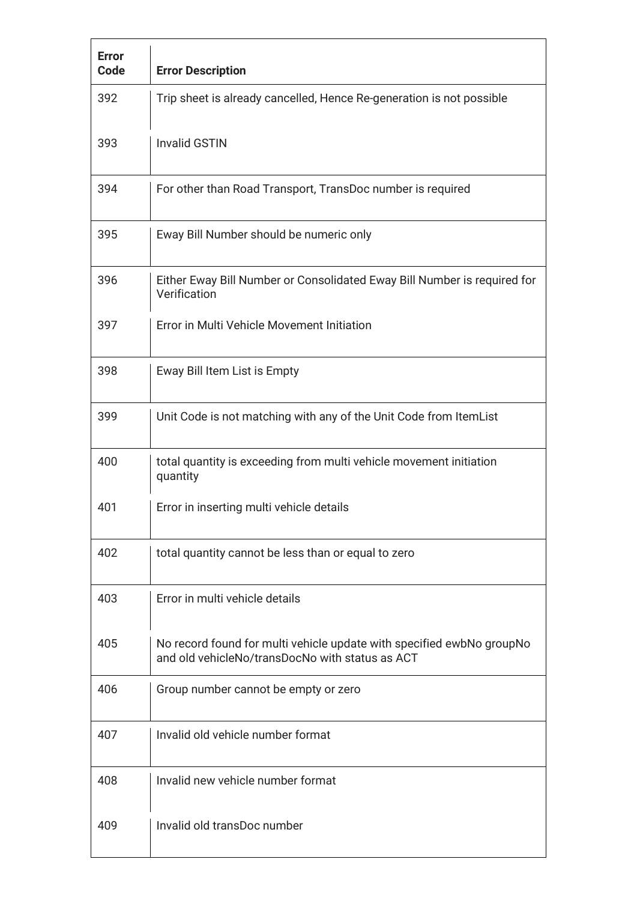| Error Code | Error Description |
| --- | --- |
| 392 | Trip sheet is already cancelled, Hence Re-generation is not possible |
| 393 | Invalid GSTIN |
| 394 | For other than Road Transport, TransDoc number is required |
| 395 | Eway Bill Number should be numeric only |
| 396 | Either Eway Bill Number or Consolidated Eway Bill Number is required for Verification |
| 397 | Error in Multi Vehicle Movement Initiation |
| 398 | Eway Bill Item List is Empty |
| 399 | Unit Code is not matching with any of the Unit Code from ItemList |
| 400 | total quantity is exceeding from multi vehicle movement initiation quantity |
| 401 | Error in inserting multi vehicle details |
| 402 | total quantity cannot be less than or equal to zero |
| 403 | Error in multi vehicle details |
| 405 | No record found for multi vehicle update with specified ewbNo groupNo and old vehicleNo/transDocNo with status as ACT |
| 406 | Group number cannot be empty or zero |
| 407 | Invalid old vehicle number format |
| 408 | Invalid new vehicle number format |
| 409 | Invalid old transDoc number |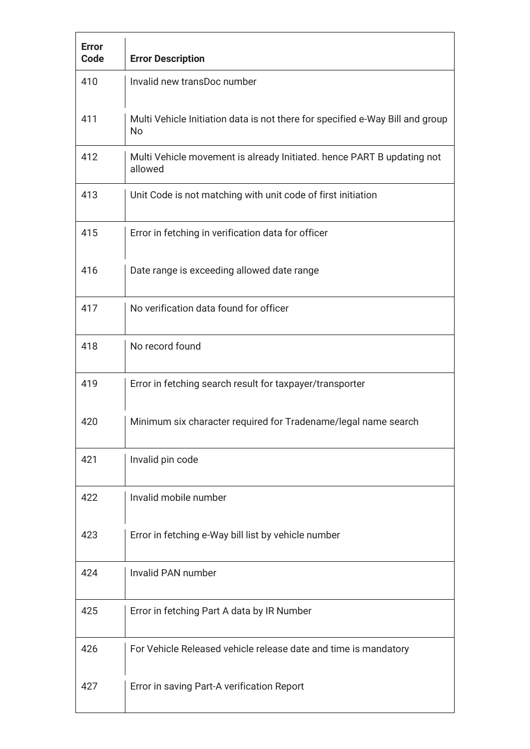| Error Code | Error Description |
| --- | --- |
| 410 | Invalid new transDoc number |
| 411 | Multi Vehicle Initiation data is not there for specified e-Way Bill and group No |
| 412 | Multi Vehicle movement is already Initiated. hence PART B updating not allowed |
| 413 | Unit Code is not matching with unit code of first initiation |
| 415 | Error in fetching in verification data for officer |
| 416 | Date range is exceeding allowed date range |
| 417 | No verification data found for officer |
| 418 | No record found |
| 419 | Error in fetching search result for taxpayer/transporter |
| 420 | Minimum six character required for Tradename/legal name search |
| 421 | Invalid pin code |
| 422 | Invalid mobile number |
| 423 | Error in fetching e-Way bill list by vehicle number |
| 424 | Invalid PAN number |
| 425 | Error in fetching Part A data by IR Number |
| 426 | For Vehicle Released vehicle release date and time is mandatory |
| 427 | Error in saving Part-A verification Report |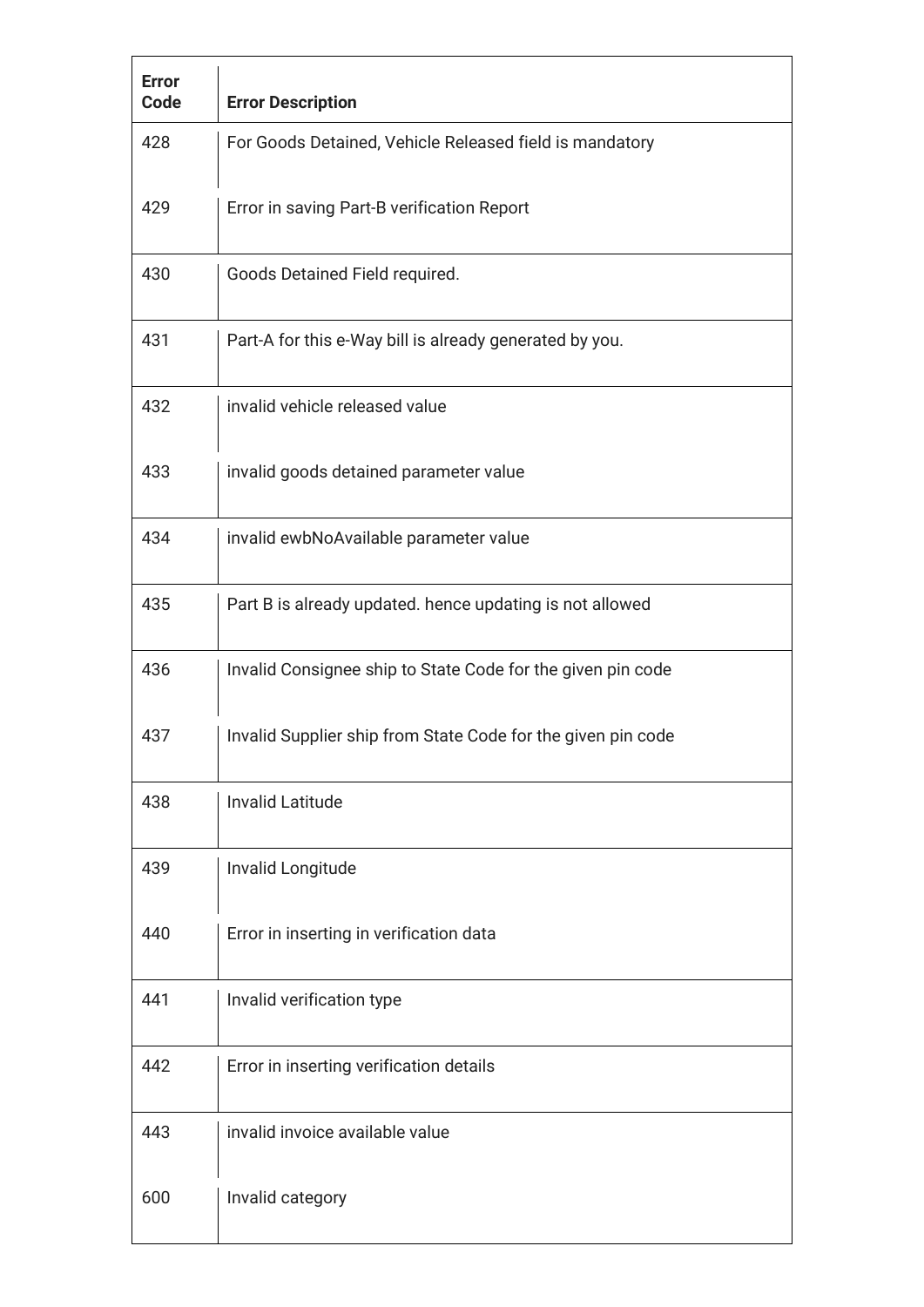| Error Code | Error Description |
| --- | --- |
| 428 | For Goods Detained, Vehicle Released field is mandatory |
| 429 | Error in saving Part-B verification Report |
| 430 | Goods Detained Field required. |
| 431 | Part-A for this e-Way bill is already generated by you. |
| 432 | invalid vehicle released value |
| 433 | invalid goods detained parameter value |
| 434 | invalid ewbNoAvailable parameter value |
| 435 | Part B is already updated. hence updating is not allowed |
| 436 | Invalid Consignee ship to State Code for the given pin code |
| 437 | Invalid Supplier ship from State Code for the given pin code |
| 438 | Invalid Latitude |
| 439 | Invalid Longitude |
| 440 | Error in inserting in verification data |
| 441 | Invalid verification type |
| 442 | Error in inserting verification details |
| 443 | invalid invoice available value |
| 600 | Invalid category |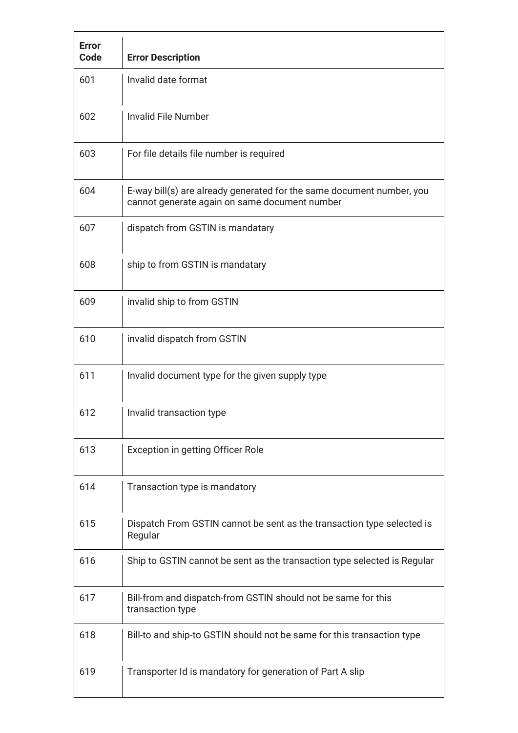| Error Code | Error Description |
|---|---|
| 601 | Invalid date format |
| 602 | Invalid File Number |
| 603 | For file details file number is required |
| 604 | E-way bill(s) are already generated for the same document number, you cannot generate again on same document number |
| 607 | dispatch from GSTIN is mandatary |
| 608 | ship to from GSTIN is mandatary |
| 609 | invalid ship to from GSTIN |
| 610 | invalid dispatch from GSTIN |
| 611 | Invalid document type for the given supply type |
| 612 | Invalid transaction type |
| 613 | Exception in getting Officer Role |
| 614 | Transaction type is mandatory |
| 615 | Dispatch From GSTIN cannot be sent as the transaction type selected is Regular |
| 616 | Ship to GSTIN cannot be sent as the transaction type selected is Regular |
| 617 | Bill-from and dispatch-from GSTIN should not be same for this transaction type |
| 618 | Bill-to and ship-to GSTIN should not be same for this transaction type |
| 619 | Transporter Id is mandatory for generation of Part A slip |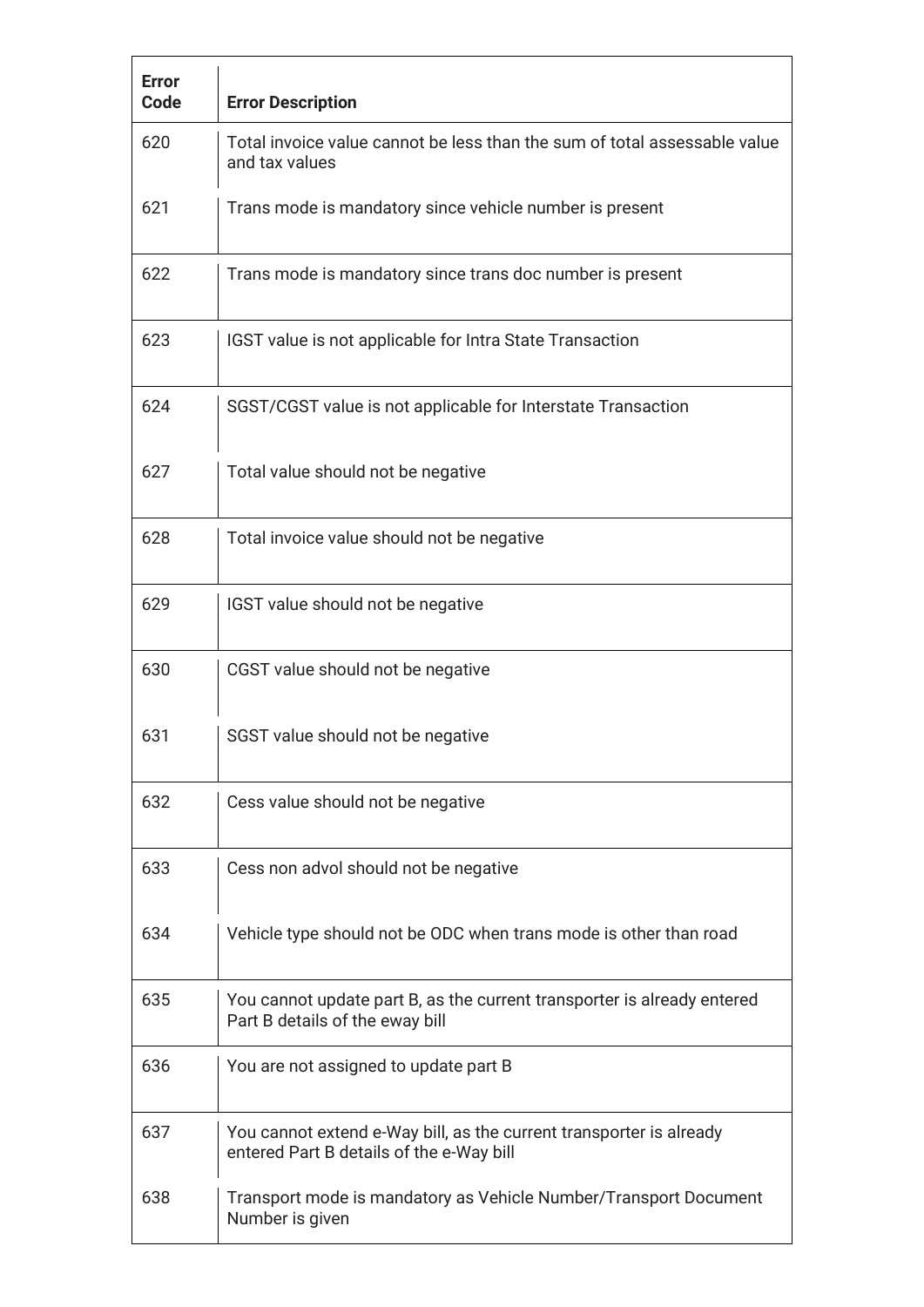| Error Code | Error Description |
| --- | --- |
| 620 | Total invoice value cannot be less than the sum of total assessable value and tax values |
| 621 | Trans mode is mandatory since vehicle number is present |
| 622 | Trans mode is mandatory since trans doc number is present |
| 623 | IGST value is not applicable for Intra State Transaction |
| 624 | SGST/CGST value is not applicable for Interstate Transaction |
| 627 | Total value should not be negative |
| 628 | Total invoice value should not be negative |
| 629 | IGST value should not be negative |
| 630 | CGST value should not be negative |
| 631 | SGST value should not be negative |
| 632 | Cess value should not be negative |
| 633 | Cess non advol should not be negative |
| 634 | Vehicle type should not be ODC when trans mode is other than road |
| 635 | You cannot update part B, as the current transporter is already entered Part B details of the eway bill |
| 636 | You are not assigned to update part B |
| 637 | You cannot extend e-Way bill, as the current transporter is already entered Part B details of the e-Way bill |
| 638 | Transport mode is mandatory as Vehicle Number/Transport Document Number is given |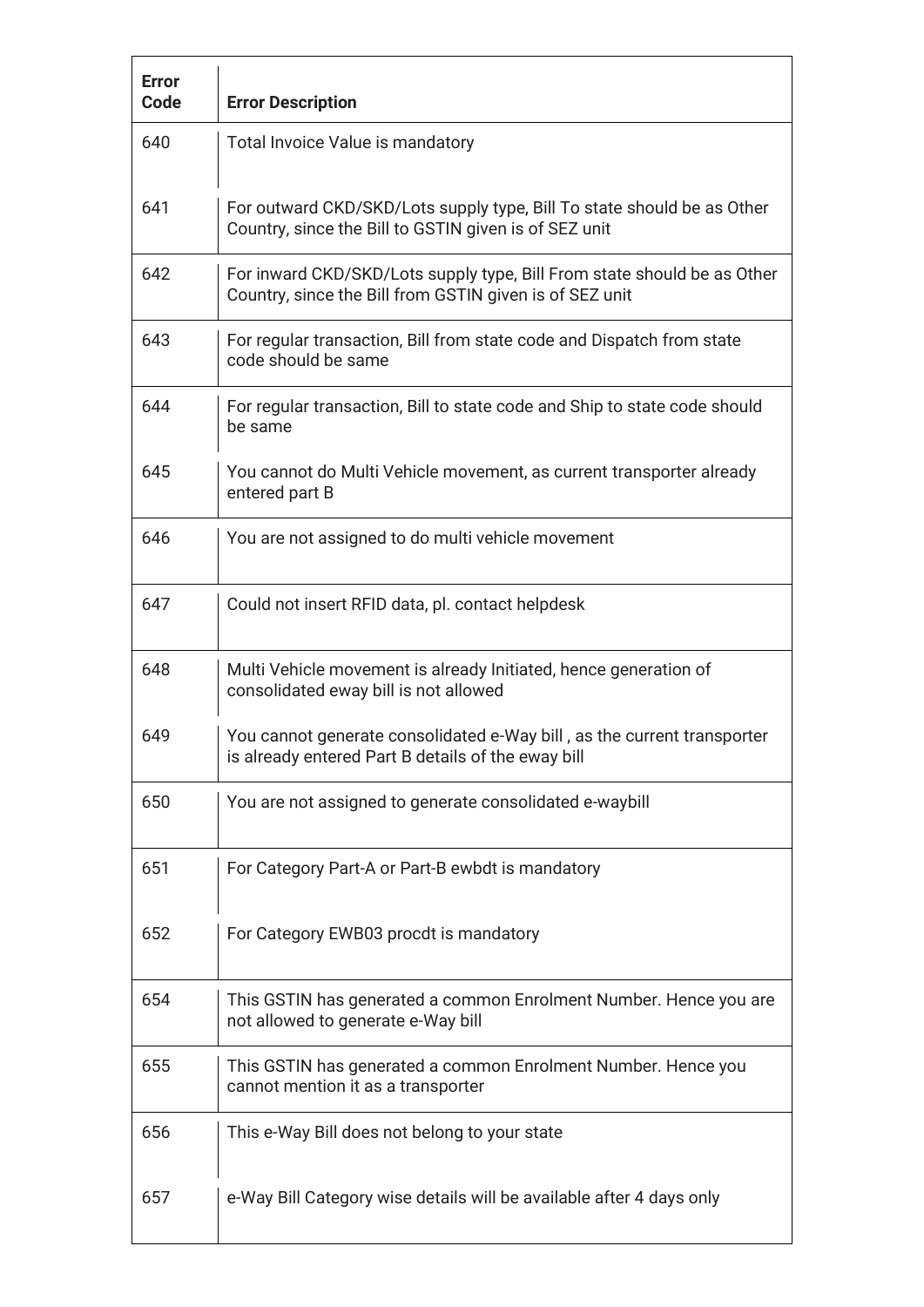| Error Code | Error Description |
|---|---|
| 640 | Total Invoice Value is mandatory |
| 641 | For outward CKD/SKD/Lots supply type, Bill To state should be as Other Country, since the Bill to GSTIN given is of SEZ unit |
| 642 | For inward CKD/SKD/Lots supply type, Bill From state should be as Other Country, since the Bill from GSTIN given is of SEZ unit |
| 643 | For regular transaction, Bill from state code and Dispatch from state code should be same |
| 644 | For regular transaction, Bill to state code and Ship to state code should be same |
| 645 | You cannot do Multi Vehicle movement, as current transporter already entered part B |
| 646 | You are not assigned to do multi vehicle movement |
| 647 | Could not insert RFID data, pl. contact helpdesk |
| 648 | Multi Vehicle movement is already Initiated, hence generation of consolidated eway bill is not allowed |
| 649 | You cannot generate consolidated e-Way bill , as the current transporter is already entered Part B details of the eway bill |
| 650 | You are not assigned to generate consolidated e-waybill |
| 651 | For Category Part-A or Part-B ewbdt is mandatory |
| 652 | For Category EWB03 procdt is mandatory |
| 654 | This GSTIN has generated a common Enrolment Number. Hence you are not allowed to generate e-Way bill |
| 655 | This GSTIN has generated a common Enrolment Number. Hence you cannot mention it as a transporter |
| 656 | This e-Way Bill does not belong to your state |
| 657 | e-Way Bill Category wise details will be available after 4 days only |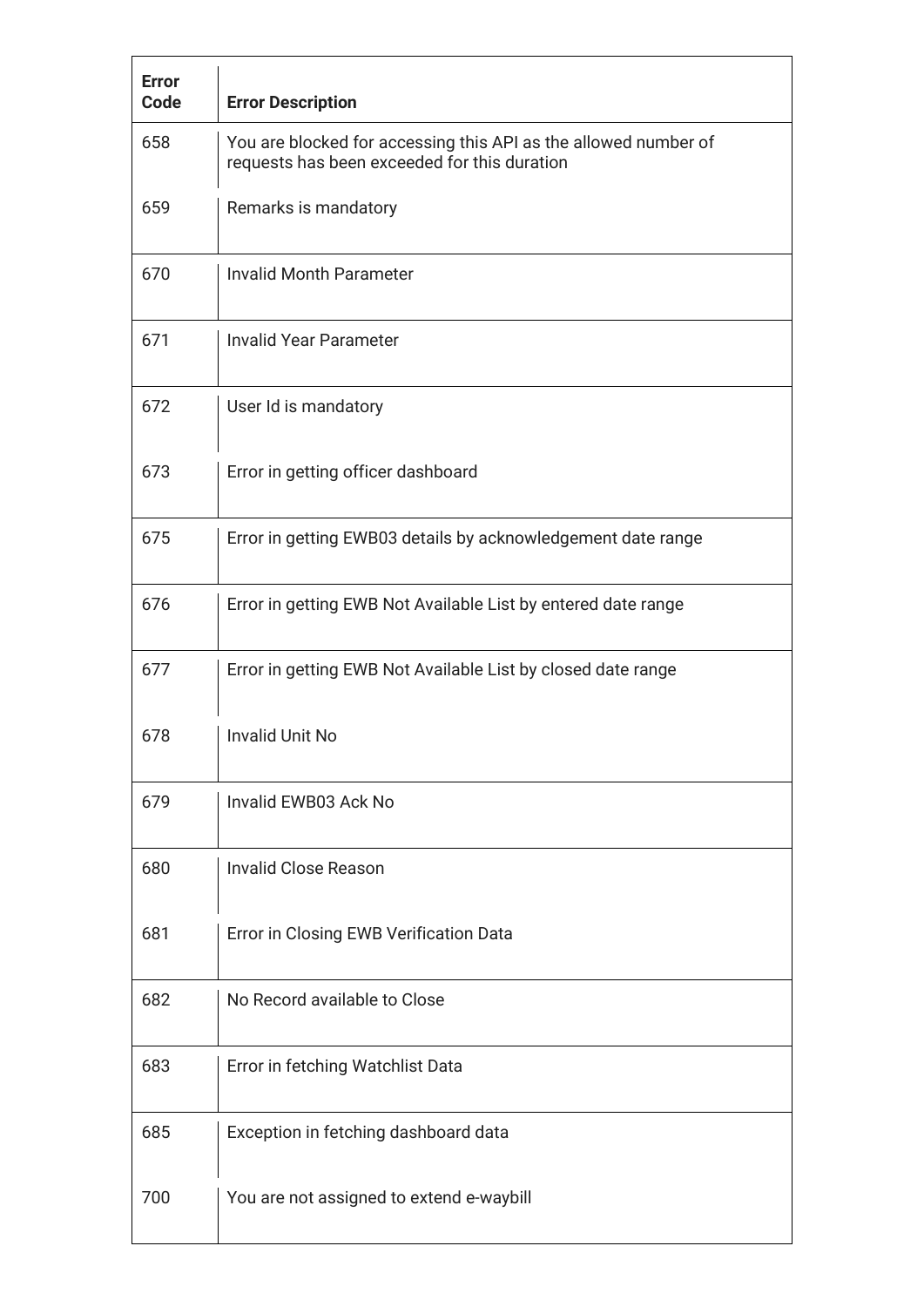| Error Code | Error Description |
|---|---|
| 658 | You are blocked for accessing this API as the allowed number of requests has been exceeded for this duration |
| 659 | Remarks is mandatory |
| 670 | Invalid Month Parameter |
| 671 | Invalid Year Parameter |
| 672 | User Id is mandatory |
| 673 | Error in getting officer dashboard |
| 675 | Error in getting EWB03 details by acknowledgement date range |
| 676 | Error in getting EWB Not Available List by entered date range |
| 677 | Error in getting EWB Not Available List by closed date range |
| 678 | Invalid Unit No |
| 679 | Invalid EWB03 Ack No |
| 680 | Invalid Close Reason |
| 681 | Error in Closing EWB Verification Data |
| 682 | No Record available to Close |
| 683 | Error in fetching Watchlist Data |
| 685 | Exception in fetching dashboard data |
| 700 | You are not assigned to extend e-waybill |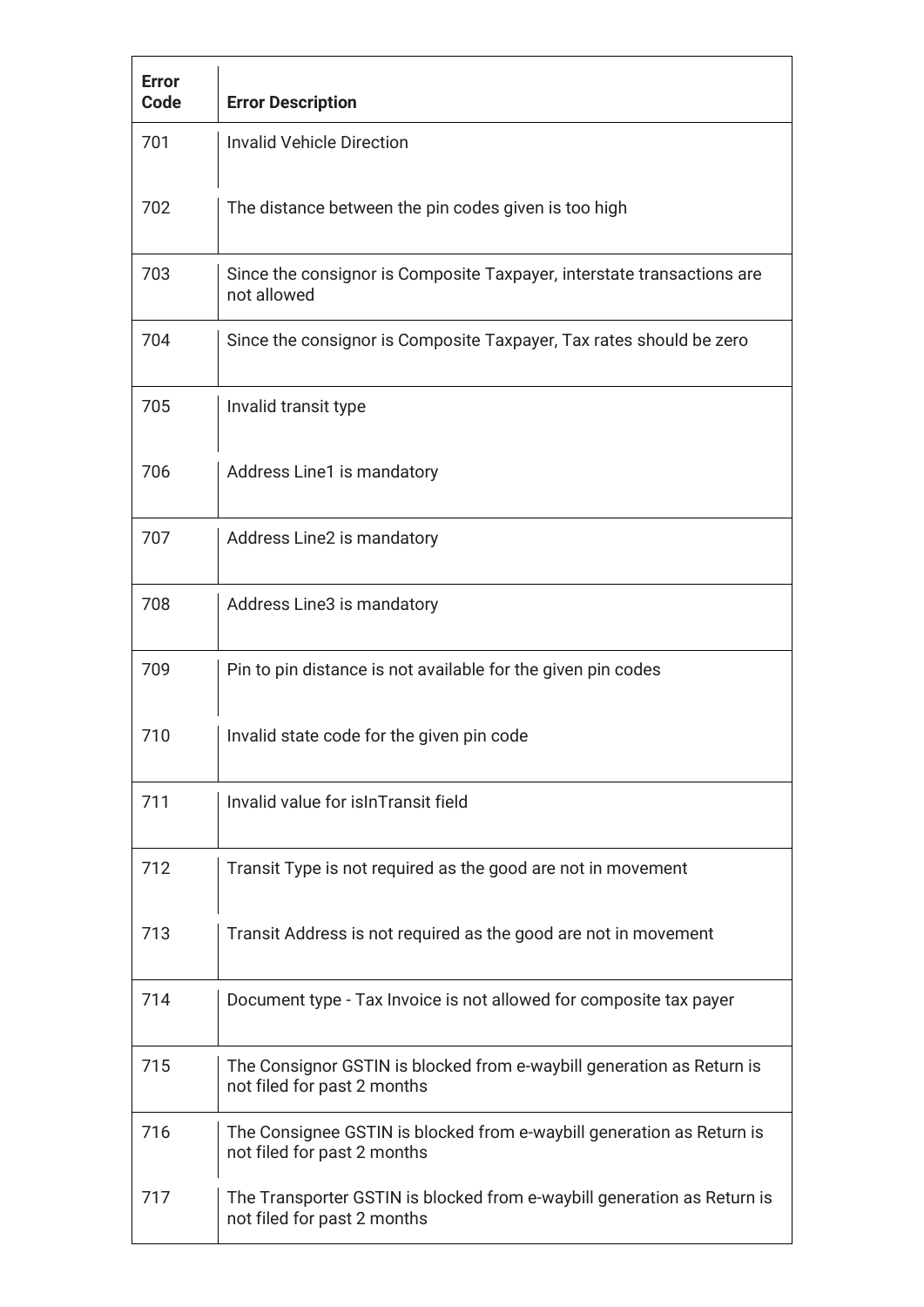| Error Code | Error Description |
| --- | --- |
| 701 | Invalid Vehicle Direction |
| 702 | The distance between the pin codes given is too high |
| 703 | Since the consignor is Composite Taxpayer, interstate transactions are not allowed |
| 704 | Since the consignor is Composite Taxpayer, Tax rates should be zero |
| 705 | Invalid transit type |
| 706 | Address Line1 is mandatory |
| 707 | Address Line2 is mandatory |
| 708 | Address Line3 is mandatory |
| 709 | Pin to pin distance is not available for the given pin codes |
| 710 | Invalid state code for the given pin code |
| 711 | Invalid value for isInTransit field |
| 712 | Transit Type is not required as the good are not in movement |
| 713 | Transit Address is not required as the good are not in movement |
| 714 | Document type - Tax Invoice is not allowed for composite tax payer |
| 715 | The Consignor GSTIN is blocked from e-waybill generation as Return is not filed for past 2 months |
| 716 | The Consignee GSTIN is blocked from e-waybill generation as Return is not filed for past 2 months |
| 717 | The Transporter GSTIN is blocked from e-waybill generation as Return is not filed for past 2 months |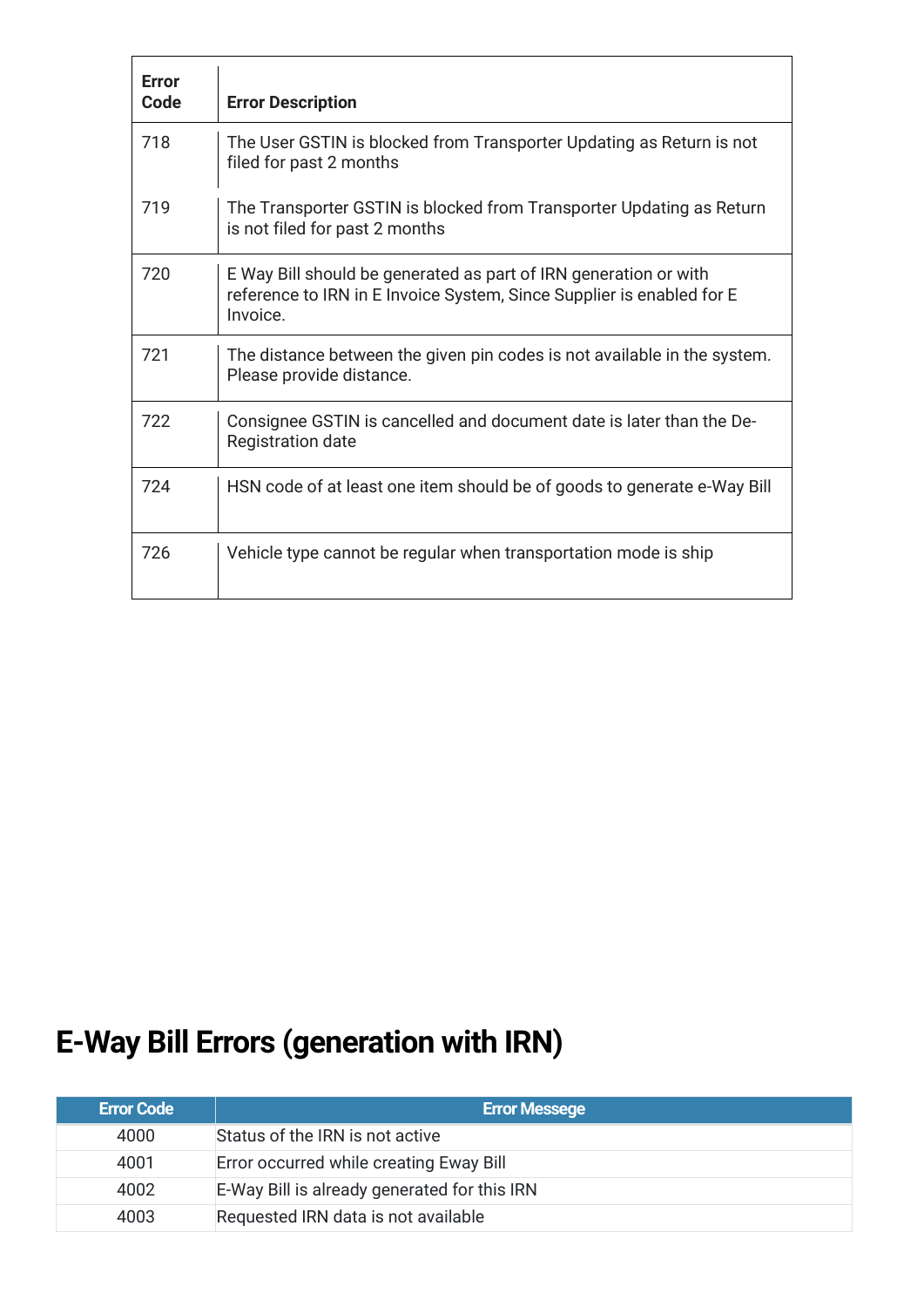| Error Code | Error Description |
|---|---|
| 718 | The User GSTIN is blocked from Transporter Updating as Return is not filed for past 2 months |
| 719 | The Transporter GSTIN is blocked from Transporter Updating as Return is not filed for past 2 months |
| 720 | E Way Bill should be generated as part of IRN generation or with reference to IRN in E Invoice System, Since Supplier is enabled for E Invoice. |
| 721 | The distance between the given pin codes is not available in the system. Please provide distance. |
| 722 | Consignee GSTIN is cancelled and document date is later than the De-Registration date |
| 724 | HSN code of at least one item should be of goods to generate e-Way Bill |
| 726 | Vehicle type cannot be regular when transportation mode is ship |

## E-Way Bill Errors (generation with IRN)

| Error Code | Error Messege |
|---|---|
| 4000 | Status of the IRN is not active |
| 4001 | Error occurred while creating Eway Bill |
| 4002 | E-Way Bill is already generated for this IRN |
| 4003 | Requested IRN data is not available |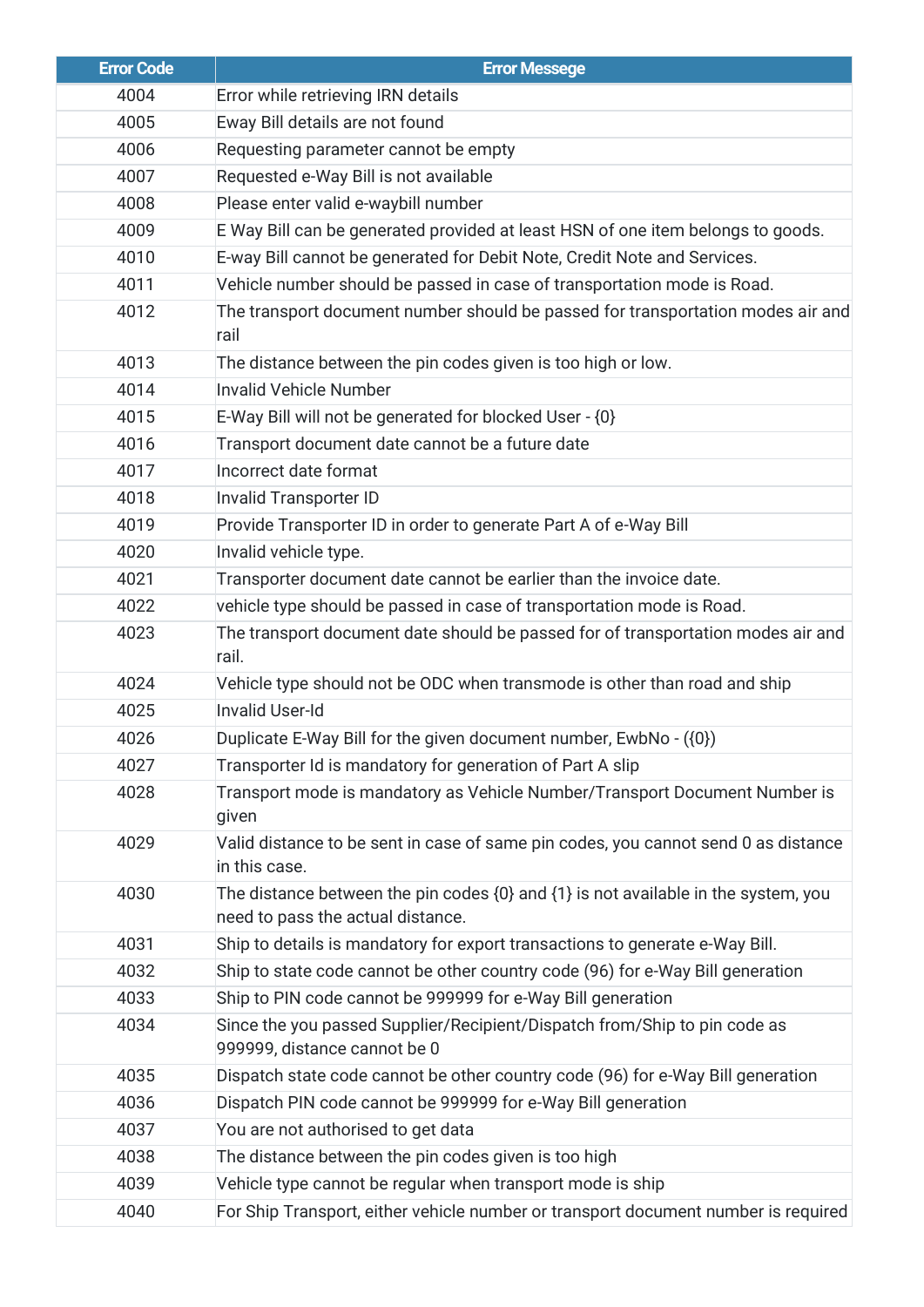| Error Code | Error Messege |
|---|---|
| 4004 | Error while retrieving IRN details |
| 4005 | Eway Bill details are not found |
| 4006 | Requesting parameter cannot be empty |
| 4007 | Requested e-Way Bill is not available |
| 4008 | Please enter valid e-waybill number |
| 4009 | E Way Bill can be generated provided at least HSN of one item belongs to goods. |
| 4010 | E-way Bill cannot be generated for Debit Note, Credit Note and Services. |
| 4011 | Vehicle number should be passed in case of transportation mode is Road. |
| 4012 | The transport document number should be passed for transportation modes air and rail |
| 4013 | The distance between the pin codes given is too high or low. |
| 4014 | Invalid Vehicle Number |
| 4015 | E-Way Bill will not be generated for blocked User - {0} |
| 4016 | Transport document date cannot be a future date |
| 4017 | Incorrect date format |
| 4018 | Invalid Transporter ID |
| 4019 | Provide Transporter ID in order to generate Part A of e-Way Bill |
| 4020 | Invalid vehicle type. |
| 4021 | Transporter document date cannot be earlier than the invoice date. |
| 4022 | vehicle type should be passed in case of transportation mode is Road. |
| 4023 | The transport document date should be passed for of transportation modes air and rail. |
| 4024 | Vehicle type should not be ODC when transmode is other than road and ship |
| 4025 | Invalid User-Id |
| 4026 | Duplicate E-Way Bill for the given document number, EwbNo - ({0}) |
| 4027 | Transporter Id is mandatory for generation of Part A slip |
| 4028 | Transport mode is mandatory as Vehicle Number/Transport Document Number is given |
| 4029 | Valid distance to be sent in case of same pin codes, you cannot send 0 as distance in this case. |
| 4030 | The distance between the pin codes {0} and {1} is not available in the system, you need to pass the actual distance. |
| 4031 | Ship to details is mandatory for export transactions to generate e-Way Bill. |
| 4032 | Ship to state code cannot be other country code (96) for e-Way Bill generation |
| 4033 | Ship to PIN code cannot be 999999 for e-Way Bill generation |
| 4034 | Since the you passed Supplier/Recipient/Dispatch from/Ship to pin code as 999999, distance cannot be 0 |
| 4035 | Dispatch state code cannot be other country code (96) for e-Way Bill generation |
| 4036 | Dispatch PIN code cannot be 999999 for e-Way Bill generation |
| 4037 | You are not authorised to get data |
| 4038 | The distance between the pin codes given is too high |
| 4039 | Vehicle type cannot be regular when transport mode is ship |
| 4040 | For Ship Transport, either vehicle number or transport document number is required |